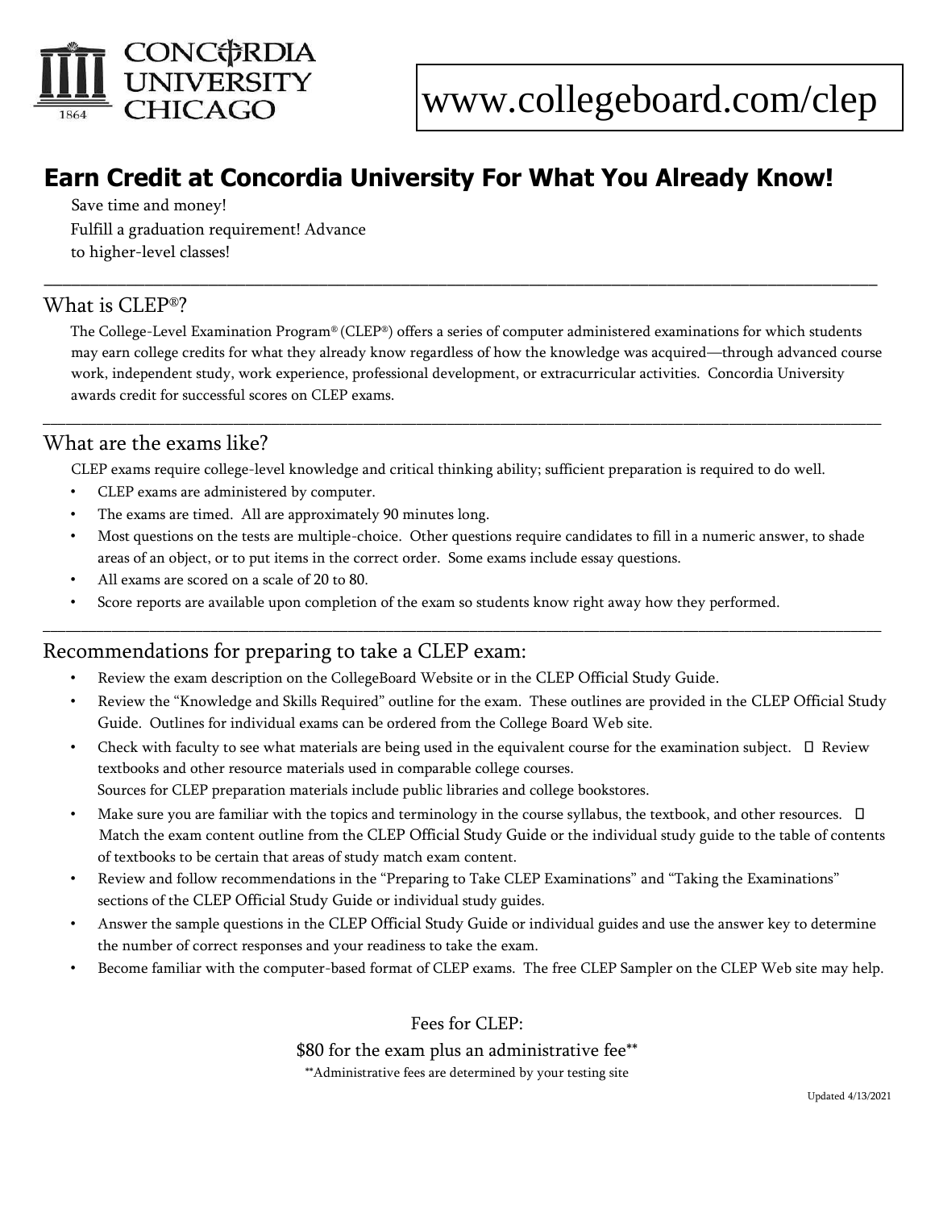CONCORDIA UNIVERSITY CHICAGO

www.collegeboard.com/clep

# Earn Credit at Concordia University For What You Already Know!

Save time and money!
Fulfill a graduation requirement! Advance to higher-level classes!

## What is CLEP®?

The College-Level Examination Program® (CLEP®) offers a series of computer administered examinations for which students may earn college credits for what they already know regardless of how the knowledge was acquired—through advanced course work, independent study, work experience, professional development, or extracurricular activities. Concordia University awards credit for successful scores on CLEP exams.

## What are the exams like?

CLEP exams require college-level knowledge and critical thinking ability; sufficient preparation is required to do well.

- CLEP exams are administered by computer.
- The exams are timed. All are approximately 90 minutes long.
- Most questions on the tests are multiple-choice. Other questions require candidates to fill in a numeric answer, to shade areas of an object, or to put items in the correct order. Some exams include essay questions.
- All exams are scored on a scale of 20 to 80.
- Score reports are available upon completion of the exam so students know right away how they performed.

## Recommendations for preparing to take a CLEP exam:

- Review the exam description on the CollegeBoard Website or in the CLEP Official Study Guide.
- Review the "Knowledge and Skills Required" outline for the exam. These outlines are provided in the CLEP Official Study Guide. Outlines for individual exams can be ordered from the College Board Web site.
- Check with faculty to see what materials are being used in the equivalent course for the examination subject.
- Review textbooks and other resource materials used in comparable college courses. Sources for CLEP preparation materials include public libraries and college bookstores.
- Make sure you are familiar with the topics and terminology in the course syllabus, the textbook, and other resources.
- Match the exam content outline from the CLEP Official Study Guide or the individual study guide to the table of contents of textbooks to be certain that areas of study match exam content.
- Review and follow recommendations in the "Preparing to Take CLEP Examinations" and "Taking the Examinations" sections of the CLEP Official Study Guide or individual study guides.
- Answer the sample questions in the CLEP Official Study Guide or individual guides and use the answer key to determine the number of correct responses and your readiness to take the exam.
- Become familiar with the computer-based format of CLEP exams. The free CLEP Sampler on the CLEP Web site may help.

Fees for CLEP:

$80 for the exam plus an administrative fee**

**Administrative fees are determined by your testing site

Updated 4/13/2021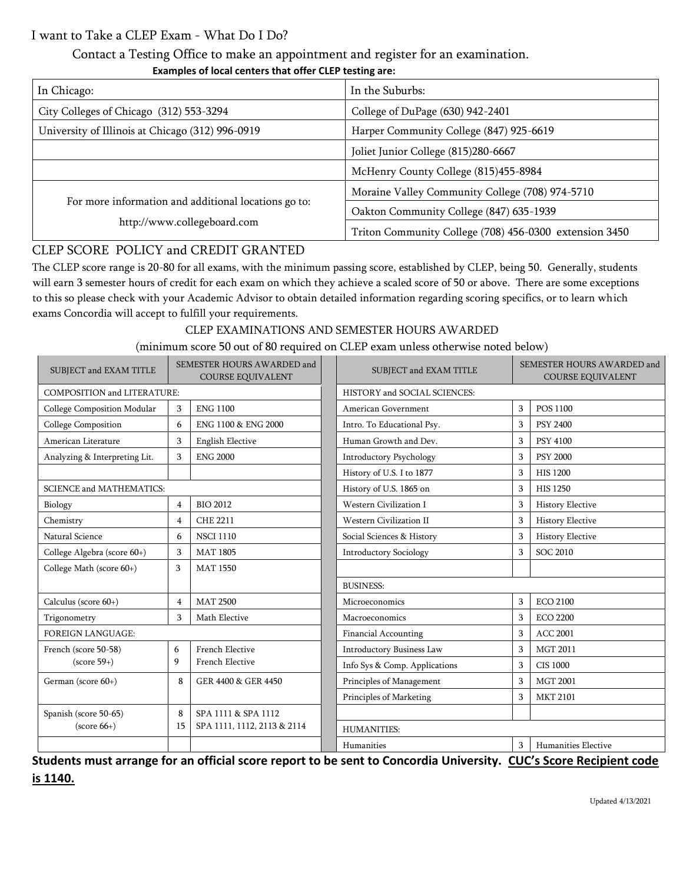# I want to Take a CLEP Exam - What Do I Do?

Contact a Testing Office to make an appointment and register for an examination.

**Examples of local centers that offer CLEP testing are:**

| In Chicago: | In the Suburbs: |
|---|---|
| City Colleges of Chicago (312) 553-3294 | College of DuPage (630) 942-2401 |
| University of Illinois at Chicago (312) 996-0919 | Harper Community College (847) 925-6619 |
| | Joliet Junior College (815)280-6667 |
| | McHenry County College (815)455-8984 |
| For more information and additional locations go to: http://www.collegeboard.com | Moraine Valley Community College (708) 974-5710 |
| | Oakton Community College (847) 635-1939 |
| | Triton Community College (708) 456-0300 extension 3450 |

## CLEP SCORE POLICY and CREDIT GRANTED

The CLEP score range is 20-80 for all exams, with the minimum passing score, established by CLEP, being 50. Generally, students will earn 3 semester hours of credit for each exam on which they achieve a scaled score of 50 or above. There are some exceptions to this so please check with your Academic Advisor to obtain detailed information regarding scoring specifics, or to learn which exams Concordia will accept to fulfill your requirements.

### CLEP EXAMINATIONS AND SEMESTER HOURS AWARDED

(minimum score 50 out of 80 required on CLEP exam unless otherwise noted below)

| SUBJECT and EXAM TITLE | SEMESTER HOURS AWARDED and COURSE EQUIVALENT | |
|---|---|---|
| COMPOSITION and LITERATURE: | | |
| College Composition Modular | 3 | ENG 1100 |
| College Composition | 6 | ENG 1100 & ENG 2000 |
| American Literature | 3 | English Elective |
| Analyzing & Interpreting Lit. | 3 | ENG 2000 |
| SCIENCE and MATHEMATICS: | | |
| Biology | 4 | BIO 2012 |
| Chemistry | 4 | CHE 2211 |
| Natural Science | 6 | NSCI 1110 |
| College Algebra (score 60+) | 3 | MAT 1805 |
| College Math (score 60+) | 3 | MAT 1550 |
| Calculus (score 60+) | 4 | MAT 2500 |
| Trigonometry | 3 | Math Elective |
| FOREIGN LANGUAGE: | | |
| French (score 50-58) | 6 | French Elective |
| French (score 59+) | 9 | French Elective |
| German (score 60+) | 8 | GER 4400 & GER 4450 |
| Spanish (score 50-65) | 8 | SPA 1111 & SPA 1112 |
| Spanish (score 66+) | 15 | SPA 1111, 1112, 2113 & 2114 |

| SUBJECT and EXAM TITLE | SEMESTER HOURS AWARDED and COURSE EQUIVALENT | |
|---|---|---|
| HISTORY and SOCIAL SCIENCES: | | |
| American Government | 3 | POS 1100 |
| Intro. To Educational Psy. | 3 | PSY 2400 |
| Human Growth and Dev. | 3 | PSY 4100 |
| Introductory Psychology | 3 | PSY 2000 |
| History of U.S. I to 1877 | 3 | HIS 1200 |
| History of U.S. 1865 on | 3 | HIS 1250 |
| Western Civilization I | 3 | History Elective |
| Western Civilization II | 3 | History Elective |
| Social Sciences & History | 3 | History Elective |
| Introductory Sociology | 3 | SOC 2010 |
| BUSINESS: | | |
| Microeconomics | 3 | ECO 2100 |
| Macroeconomics | 3 | ECO 2200 |
| Financial Accounting | 3 | ACC 2001 |
| Introductory Business Law | 3 | MGT 2011 |
| Info Sys & Comp. Applications | 3 | CIS 1000 |
| Principles of Management | 3 | MGT 2001 |
| Principles of Marketing | 3 | MKT 2101 |
| HUMANITIES: | | |
| Humanities | 3 | Humanities Elective |

**Students must arrange for an official score report to be sent to Concordia University. <u>CUC's Score Recipient code is 1140.</u>**

Updated 4/13/2021